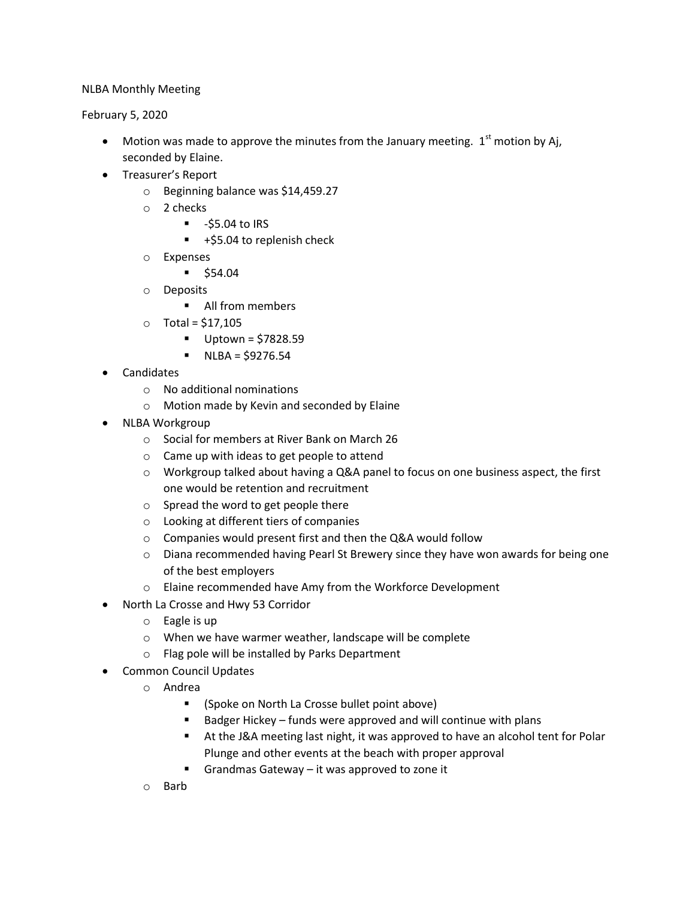NLBA Monthly Meeting

February 5, 2020

- Motion was made to approve the minutes from the January meeting. 1st motion by Aj, seconded by Elaine.
- Treasurer's Report
    - Beginning balance was $14,459.27
    - 2 checks
        - -$5.04 to IRS
        - +$5.04 to replenish check
    - Expenses
        - $54.04
    - Deposits
        - All from members
    - Total = $17,105
        - Uptown = $7828.59
        - NLBA = $9276.54
- Candidates
    - No additional nominations
    - Motion made by Kevin and seconded by Elaine
- NLBA Workgroup
    - Social for members at River Bank on March 26
    - Came up with ideas to get people to attend
    - Workgroup talked about having a Q&A panel to focus on one business aspect, the first one would be retention and recruitment
    - Spread the word to get people there
    - Looking at different tiers of companies
    - Companies would present first and then the Q&A would follow
    - Diana recommended having Pearl St Brewery since they have won awards for being one of the best employers
    - Elaine recommended have Amy from the Workforce Development
- North La Crosse and Hwy 53 Corridor
    - Eagle is up
    - When we have warmer weather, landscape will be complete
    - Flag pole will be installed by Parks Department
- Common Council Updates
    - Andrea
        - (Spoke on North La Crosse bullet point above)
        - Badger Hickey – funds were approved and will continue with plans
        - At the J&A meeting last night, it was approved to have an alcohol tent for Polar Plunge and other events at the beach with proper approval
        - Grandmas Gateway – it was approved to zone it
    - Barb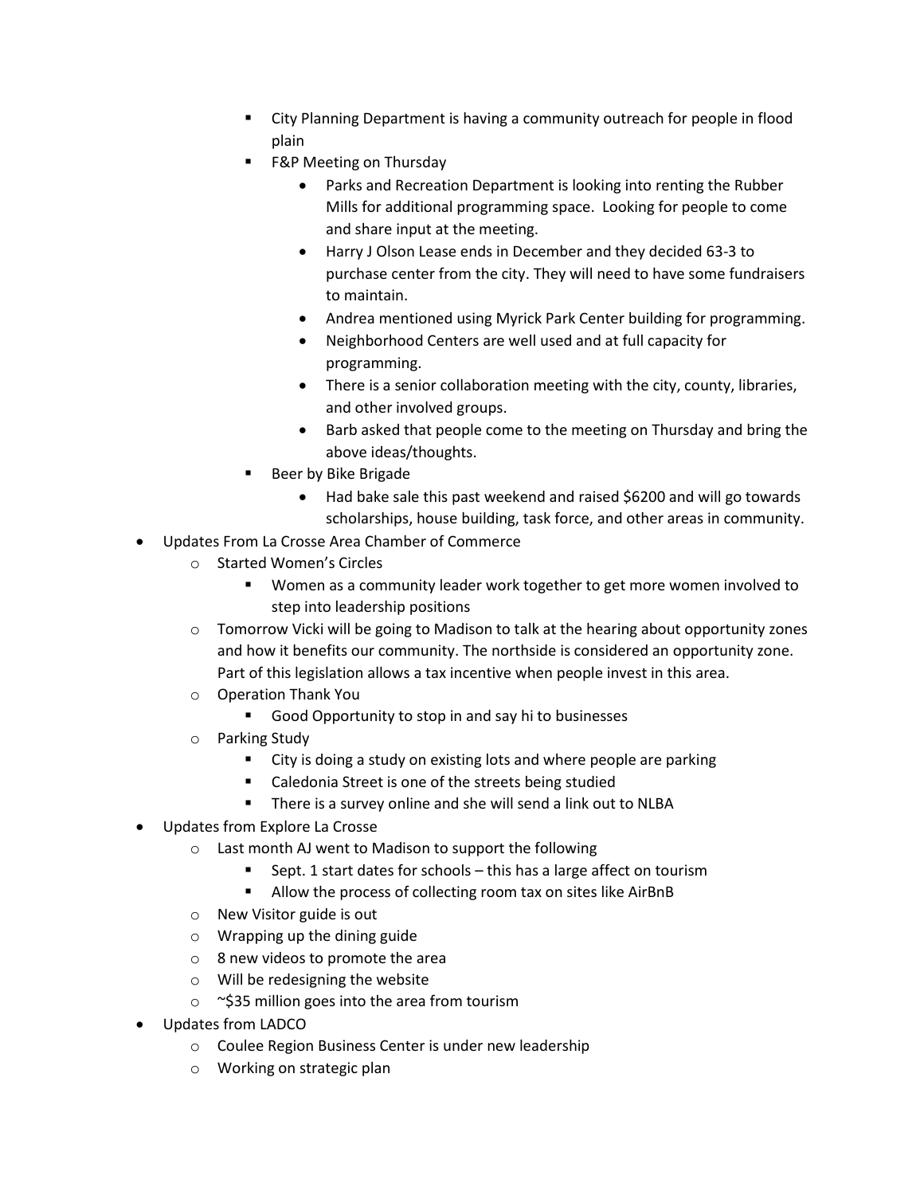- City Planning Department is having a community outreach for people in flood plain
        - F&P Meeting on Thursday
            - Parks and Recreation Department is looking into renting the Rubber Mills for additional programming space. Looking for people to come and share input at the meeting.
            - Harry J Olson Lease ends in December and they decided 63-3 to purchase center from the city. They will need to have some fundraisers to maintain.
            - Andrea mentioned using Myrick Park Center building for programming.
            - Neighborhood Centers are well used and at full capacity for programming.
            - There is a senior collaboration meeting with the city, county, libraries, and other involved groups.
            - Barb asked that people come to the meeting on Thursday and bring the above ideas/thoughts.
        - Beer by Bike Brigade
            - Had bake sale this past weekend and raised $6200 and will go towards scholarships, house building, task force, and other areas in community.
- Updates From La Crosse Area Chamber of Commerce
    - Started Women's Circles
        - Women as a community leader work together to get more women involved to step into leadership positions
    - Tomorrow Vicki will be going to Madison to talk at the hearing about opportunity zones and how it benefits our community. The northside is considered an opportunity zone. Part of this legislation allows a tax incentive when people invest in this area.
    - Operation Thank You
        - Good Opportunity to stop in and say hi to businesses
    - Parking Study
        - City is doing a study on existing lots and where people are parking
        - Caledonia Street is one of the streets being studied
        - There is a survey online and she will send a link out to NLBA
- Updates from Explore La Crosse
    - Last month AJ went to Madison to support the following
        - Sept. 1 start dates for schools – this has a large affect on tourism
        - Allow the process of collecting room tax on sites like AirBnB
    - New Visitor guide is out
    - Wrapping up the dining guide
    - 8 new videos to promote the area
    - Will be redesigning the website
    - ~$35 million goes into the area from tourism
- Updates from LADCO
    - Coulee Region Business Center is under new leadership
    - Working on strategic plan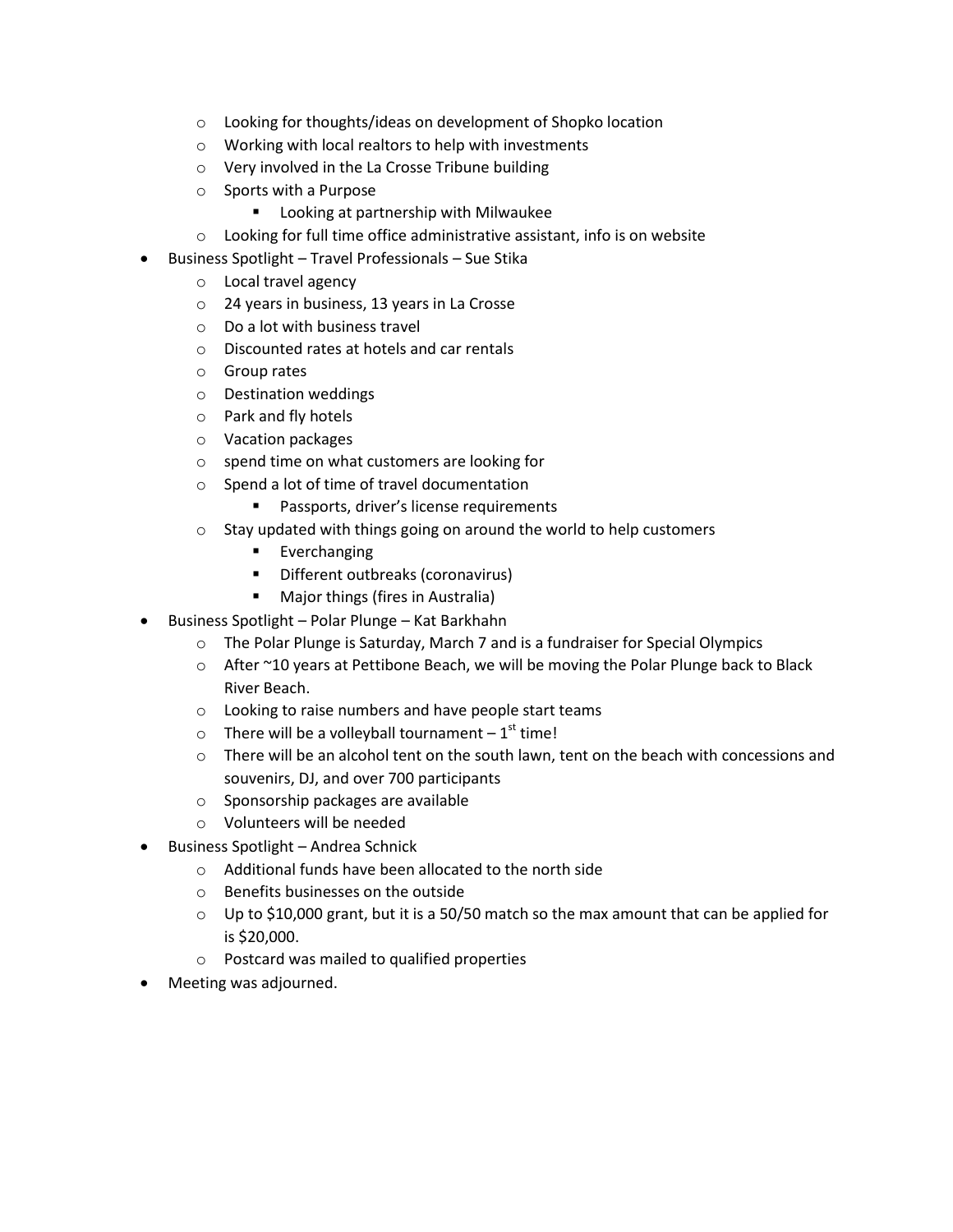- Looking for thoughts/ideas on development of Shopko location
  - Working with local realtors to help with investments
  - Very involved in the La Crosse Tribune building
  - Sports with a Purpose
    - Looking at partnership with Milwaukee
  - Looking for full time office administrative assistant, info is on website
- Business Spotlight – Travel Professionals – Sue Stika
  - Local travel agency
  - 24 years in business, 13 years in La Crosse
  - Do a lot with business travel
  - Discounted rates at hotels and car rentals
  - Group rates
  - Destination weddings
  - Park and fly hotels
  - Vacation packages
  - spend time on what customers are looking for
  - Spend a lot of time of travel documentation
    - Passports, driver's license requirements
  - Stay updated with things going on around the world to help customers
    - Everchanging
    - Different outbreaks (coronavirus)
    - Major things (fires in Australia)
- Business Spotlight – Polar Plunge – Kat Barkhahn
  - The Polar Plunge is Saturday, March 7 and is a fundraiser for Special Olympics
  - After ~10 years at Pettibone Beach, we will be moving the Polar Plunge back to Black River Beach.
  - Looking to raise numbers and have people start teams
  - There will be a volleyball tournament – 1st time!
  - There will be an alcohol tent on the south lawn, tent on the beach with concessions and souvenirs, DJ, and over 700 participants
  - Sponsorship packages are available
  - Volunteers will be needed
- Business Spotlight – Andrea Schnick
  - Additional funds have been allocated to the north side
  - Benefits businesses on the outside
  - Up to $10,000 grant, but it is a 50/50 match so the max amount that can be applied for is $20,000.
  - Postcard was mailed to qualified properties
- Meeting was adjourned.